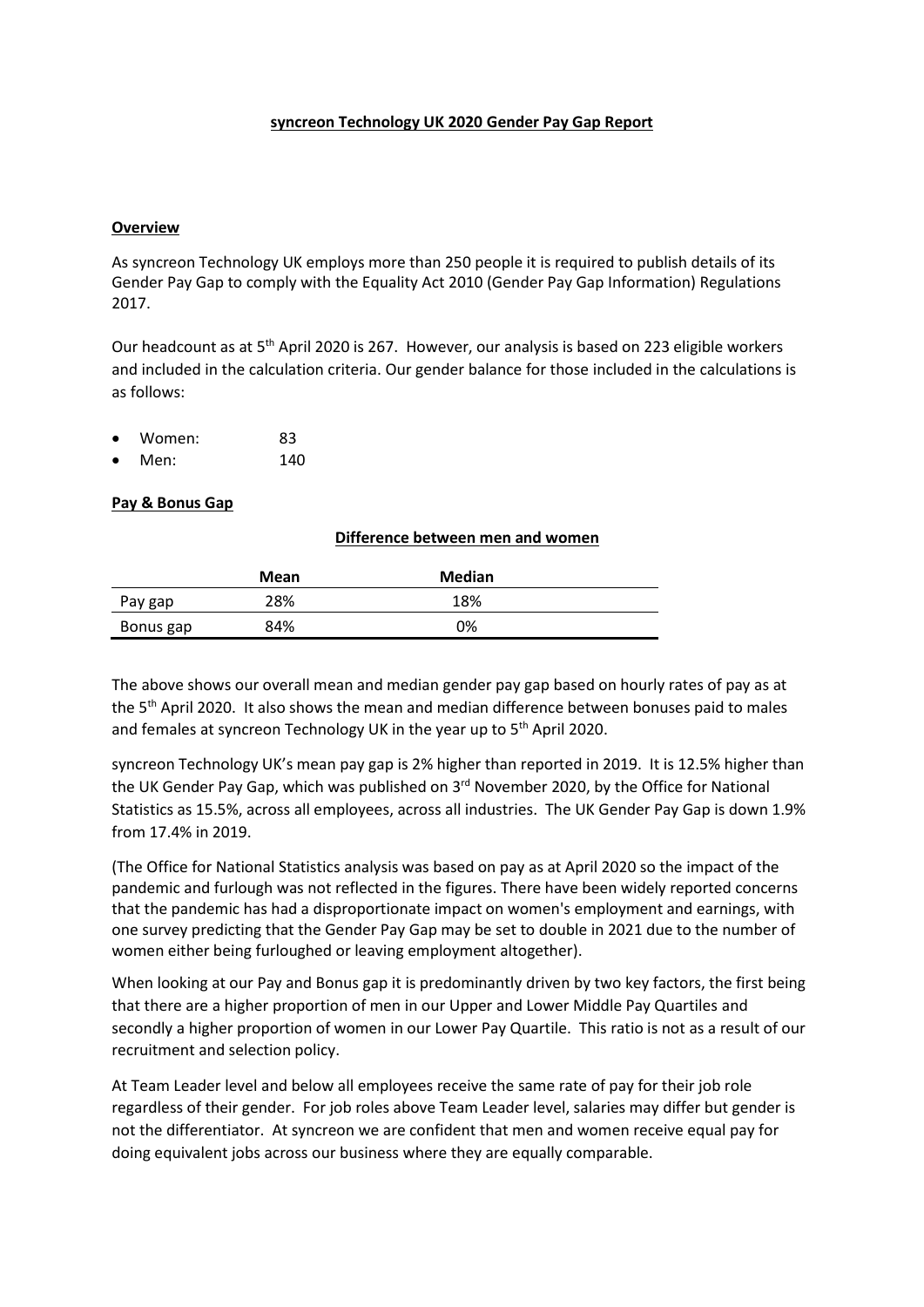# syncreon Technology UK 2020 Gender Pay Gap Report

## Overview

As syncreon Technology UK employs more than 250 people it is required to publish details of its Gender Pay Gap to comply with the Equality Act 2010 (Gender Pay Gap Information) Regulations 2017.

Our headcount as at 5th April 2020 is 267. However, our analysis is based on 223 eligible workers and included in the calculation criteria. Our gender balance for those included in the calculations is as follows:

- Women: 83
- Men: 140

## Pay & Bonus Gap

**Difference between men and women**

| | Mean | Median |
|---|---|---|
| Pay gap | 28% | 18% |
| Bonus gap | 84% | 0% |

The above shows our overall mean and median gender pay gap based on hourly rates of pay as at the 5th April 2020. It also shows the mean and median difference between bonuses paid to males and females at syncreon Technology UK in the year up to 5th April 2020.

syncreon Technology UK's mean pay gap is 2% higher than reported in 2019. It is 12.5% higher than the UK Gender Pay Gap, which was published on 3rd November 2020, by the Office for National Statistics as 15.5%, across all employees, across all industries. The UK Gender Pay Gap is down 1.9% from 17.4% in 2019.

(The Office for National Statistics analysis was based on pay as at April 2020 so the impact of the pandemic and furlough was not reflected in the figures. There have been widely reported concerns that the pandemic has had a disproportionate impact on women's employment and earnings, with one survey predicting that the Gender Pay Gap may be set to double in 2021 due to the number of women either being furloughed or leaving employment altogether).

When looking at our Pay and Bonus gap it is predominantly driven by two key factors, the first being that there are a higher proportion of men in our Upper and Lower Middle Pay Quartiles and secondly a higher proportion of women in our Lower Pay Quartile. This ratio is not as a result of our recruitment and selection policy.

At Team Leader level and below all employees receive the same rate of pay for their job role regardless of their gender. For job roles above Team Leader level, salaries may differ but gender is not the differentiator. At syncreon we are confident that men and women receive equal pay for doing equivalent jobs across our business where they are equally comparable.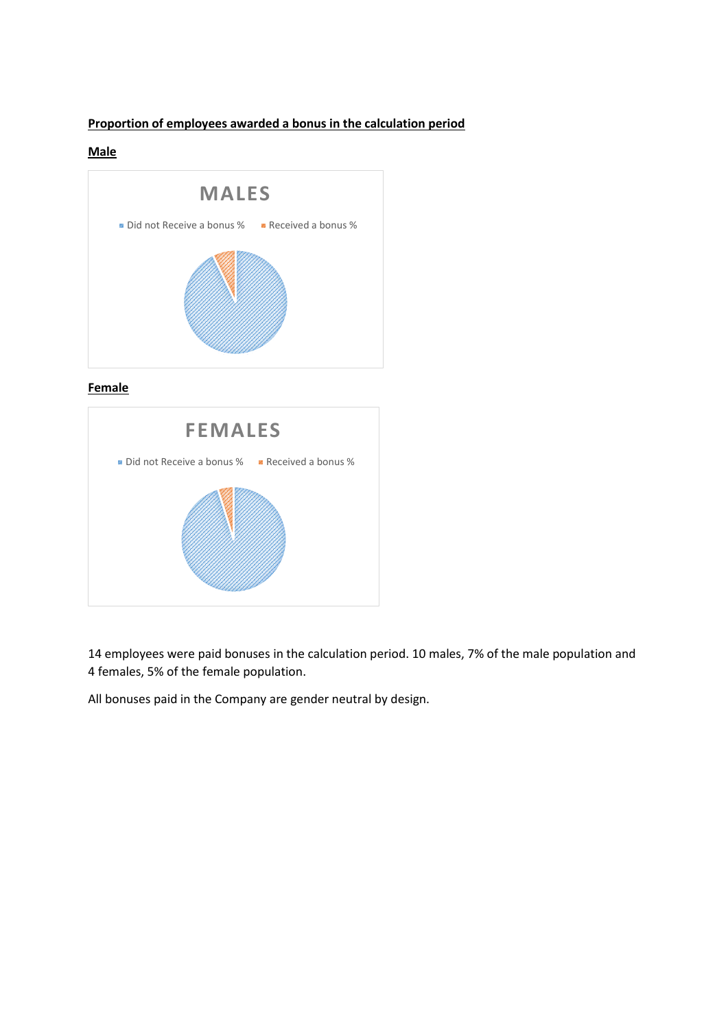**Proportion of employees awarded a bonus in the calculation period**

**Male**

MALES

Did not Receive a bonus % Received a bonus %

**Female**

FEMALES

Did not Receive a bonus % Received a bonus %

14 employees were paid bonuses in the calculation period. 10 males, 7% of the male population and 4 females, 5% of the female population.

All bonuses paid in the Company are gender neutral by design.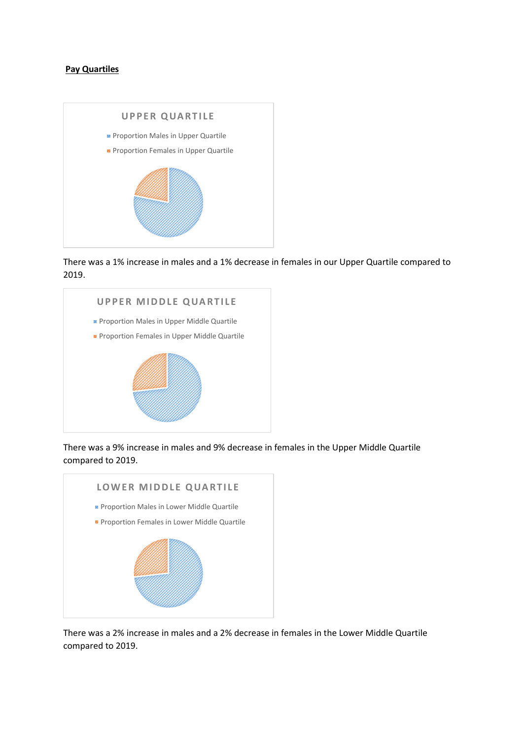**Pay Quartiles**

UPPER QUARTILE

- Proportion Males in Upper Quartile
- Proportion Females in Upper Quartile

There was a 1% increase in males and a 1% decrease in females in our Upper Quartile compared to 2019.

UPPER MIDDLE QUARTILE

- Proportion Males in Upper Middle Quartile
- Proportion Females in Upper Middle Quartile

There was a 9% increase in males and 9% decrease in females in the Upper Middle Quartile compared to 2019.

LOWER MIDDLE QUARTILE

- Proportion Males in Lower Middle Quartile
- Proportion Females in Lower Middle Quartile

There was a 2% increase in males and a 2% decrease in females in the Lower Middle Quartile compared to 2019.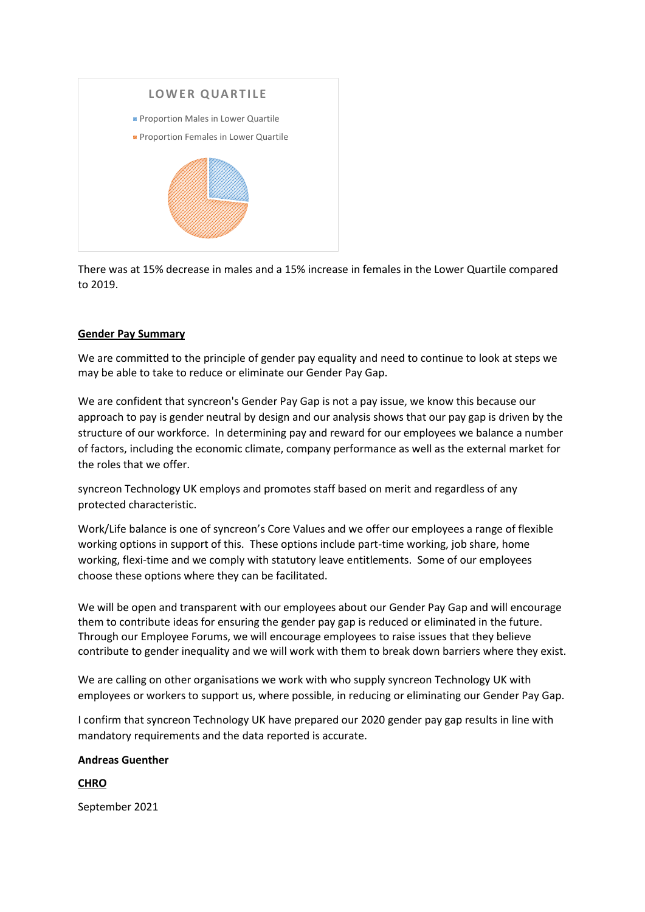LOWER QUARTILE

Proportion Males in Lower Quartile

Proportion Females in Lower Quartile

There was at 15% decrease in males and a 15% increase in females in the Lower Quartile compared to 2019.

**Gender Pay Summary**

We are committed to the principle of gender pay equality and need to continue to look at steps we may be able to take to reduce or eliminate our Gender Pay Gap.

We are confident that syncreon's Gender Pay Gap is not a pay issue, we know this because our approach to pay is gender neutral by design and our analysis shows that our pay gap is driven by the structure of our workforce. In determining pay and reward for our employees we balance a number of factors, including the economic climate, company performance as well as the external market for the roles that we offer.

syncreon Technology UK employs and promotes staff based on merit and regardless of any protected characteristic.

Work/Life balance is one of syncreon's Core Values and we offer our employees a range of flexible working options in support of this. These options include part-time working, job share, home working, flexi-time and we comply with statutory leave entitlements. Some of our employees choose these options where they can be facilitated.

We will be open and transparent with our employees about our Gender Pay Gap and will encourage them to contribute ideas for ensuring the gender pay gap is reduced or eliminated in the future. Through our Employee Forums, we will encourage employees to raise issues that they believe contribute to gender inequality and we will work with them to break down barriers where they exist.

We are calling on other organisations we work with who supply syncreon Technology UK with employees or workers to support us, where possible, in reducing or eliminating our Gender Pay Gap.

I confirm that syncreon Technology UK have prepared our 2020 gender pay gap results in line with mandatory requirements and the data reported is accurate.

**Andreas Guenther**

**CHRO**

September 2021